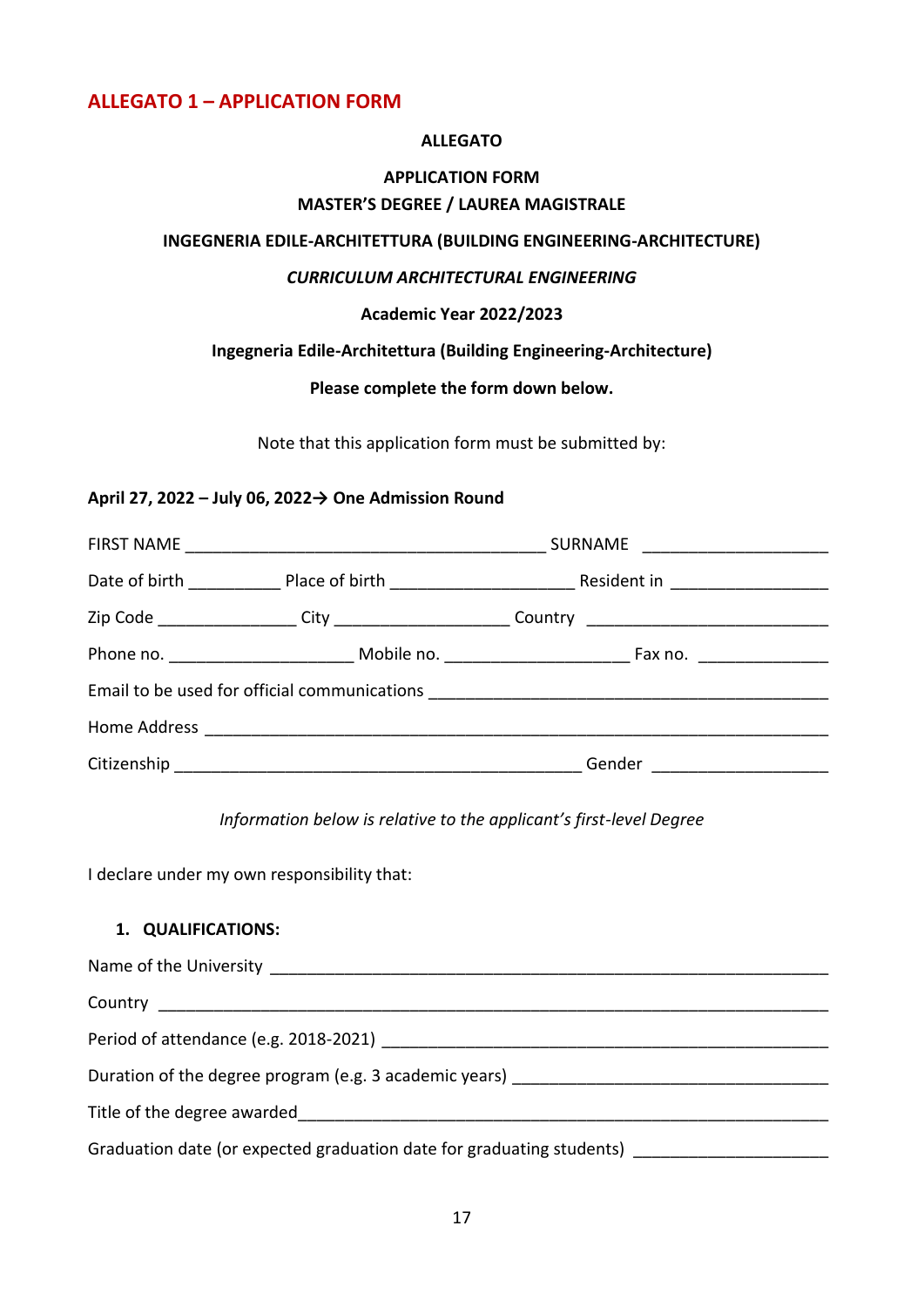# ALLEGATO 1 – APPLICATION FORM

**ALLEGATO**

**APPLICATION FORM**
**MASTER'S DEGREE / LAUREA MAGISTRALE**

**INGEGNERIA EDILE-ARCHITETTURA (BUILDING ENGINEERING-ARCHITECTURE)**

***CURRICULUM ARCHITECTURAL ENGINEERING***

**Academic Year 2022/2023**

**Ingegneria Edile-Architettura (Building Engineering-Architecture)**

**Please complete the form down below.**

Note that this application form must be submitted by:

**April 27, 2022 – July 06, 2022→ One Admission Round**

FIRST NAME ________________________________________ SURNAME ____________________

Date of birth __________ Place of birth ____________________ Resident in _________________

Zip Code _______________ City ___________________ Country __________________________

Phone no. ____________________ Mobile no. ____________________ Fax no. ______________

Email to be used for official communications ___________________________________________

Home Address ____________________________________________________________________

Citizenship ____________________________________________ Gender ___________________

*Information below is relative to the applicant's first-level Degree*

I declare under my own responsibility that:

1. **QUALIFICATIONS:**

Name of the University ______________________________________________________________

Country _________________________________________________________________________

Period of attendance (e.g. 2018-2021) _________________________________________________

Duration of the degree program (e.g. 3 academic years) __________________________________

Title of the degree awarded___________________________________________________________

Graduation date (or expected graduation date for graduating students) _____________________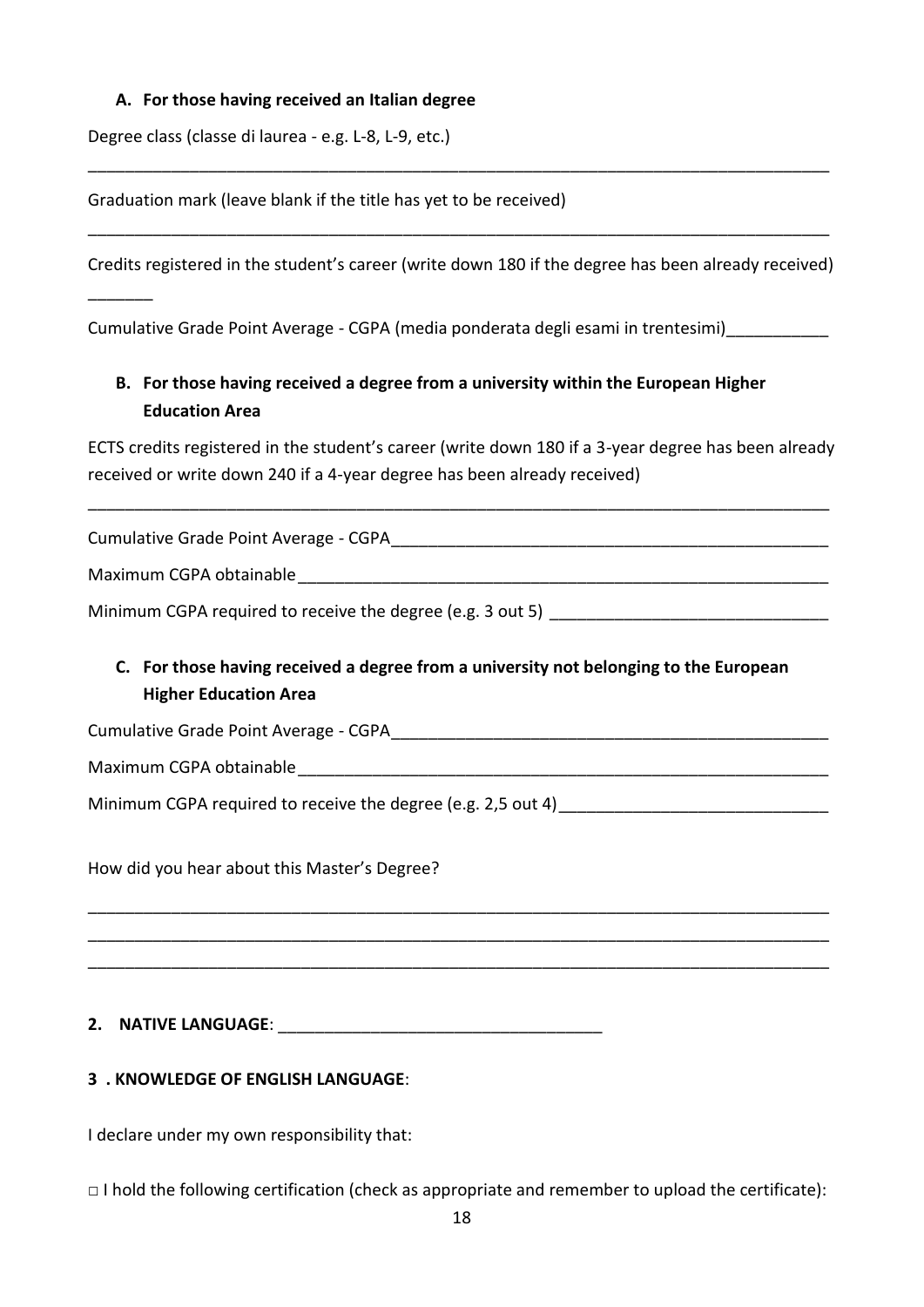**A. For those having received an Italian degree**

Degree class (classe di laurea - e.g. L-8, L-9, etc.)

___________________________________________________________________________

Graduation mark (leave blank if the title has yet to be received)

___________________________________________________________________________

Credits registered in the student's career (write down 180 if the degree has been already received)

_______

Cumulative Grade Point Average - CGPA (media ponderata degli esami in trentesimi)___________

**B. For those having received a degree from a university within the European Higher Education Area**

ECTS credits registered in the student's career (write down 180 if a 3-year degree has been already received or write down 240 if a 4-year degree has been already received)

___________________________________________________________________________

Cumulative Grade Point Average - CGPA_____________________________________________

Maximum CGPA obtainable_______________________________________________________

Minimum CGPA required to receive the degree (e.g. 3 out 5) ____________________________

**C. For those having received a degree from a university not belonging to the European Higher Education Area**

Cumulative Grade Point Average - CGPA_____________________________________________

Maximum CGPA obtainable_______________________________________________________

Minimum CGPA required to receive the degree (e.g. 2,5 out 4)___________________________

How did you hear about this Master's Degree?

___________________________________________________________________________
___________________________________________________________________________
___________________________________________________________________________

**2. NATIVE LANGUAGE**: ___________________________________

**3 . KNOWLEDGE OF ENGLISH LANGUAGE**:

I declare under my own responsibility that:

□ I hold the following certification (check as appropriate and remember to upload the certificate):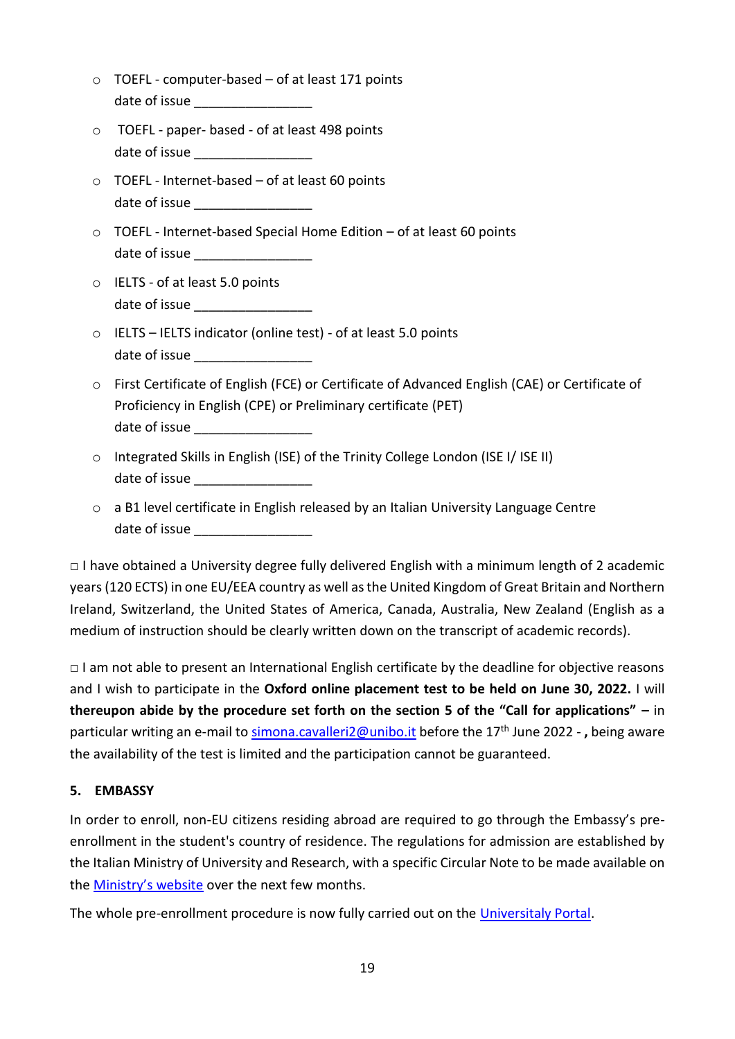- TOEFL - computer-based – of at least 171 points
  date of issue ________________
- TOEFL - paper- based - of at least 498 points
  date of issue ________________
- TOEFL - Internet-based – of at least 60 points
  date of issue ________________
- TOEFL - Internet-based Special Home Edition – of at least 60 points
  date of issue ________________
- IELTS - of at least 5.0 points
  date of issue ________________
- IELTS – IELTS indicator (online test) - of at least 5.0 points
  date of issue ________________
- First Certificate of English (FCE) or Certificate of Advanced English (CAE) or Certificate of Proficiency in English (CPE) or Preliminary certificate (PET)
  date of issue ________________
- Integrated Skills in English (ISE) of the Trinity College London (ISE I/ ISE II)
  date of issue ________________
- a B1 level certificate in English released by an Italian University Language Centre
  date of issue ________________

□ I have obtained a University degree fully delivered English with a minimum length of 2 academic years (120 ECTS) in one EU/EEA country as well as the United Kingdom of Great Britain and Northern Ireland, Switzerland, the United States of America, Canada, Australia, New Zealand (English as a medium of instruction should be clearly written down on the transcript of academic records).

□ I am not able to present an International English certificate by the deadline for objective reasons and I wish to participate in the **Oxford online placement test to be held on June 30, 2022.** I will **thereupon abide by the procedure set forth on the section 5 of the "Call for applications" –** in particular writing an e-mail to simona.cavalleri2@unibo.it before the 17th June 2022 - **,** being aware the availability of the test is limited and the participation cannot be guaranteed.

## 5. EMBASSY

In order to enroll, non-EU citizens residing abroad are required to go through the Embassy's pre-enrollment in the student's country of residence. The regulations for admission are established by the Italian Ministry of University and Research, with a specific Circular Note to be made available on the Ministry's website over the next few months.

The whole pre-enrollment procedure is now fully carried out on the Universitaly Portal.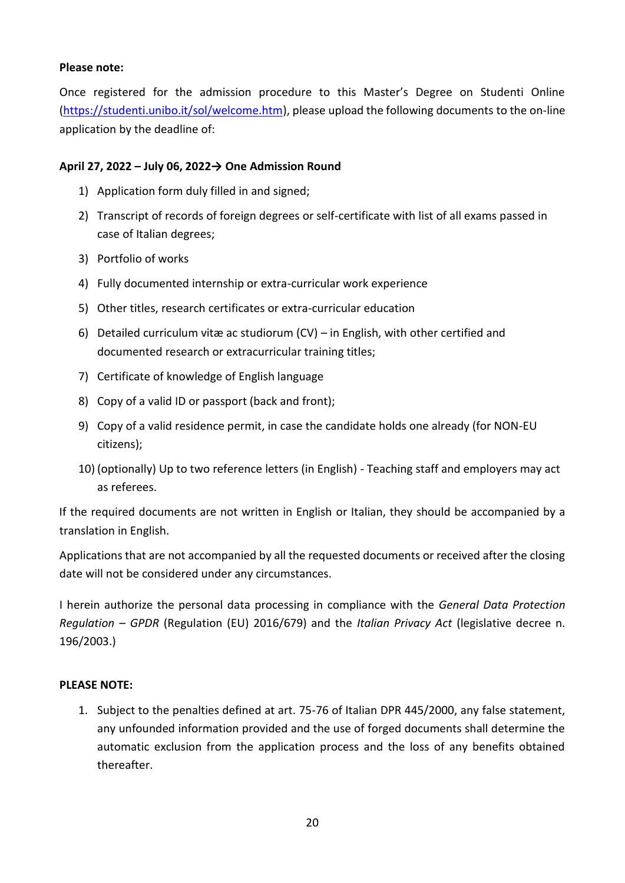**Please note:**

Once registered for the admission procedure to this Master's Degree on Studenti Online (https://studenti.unibo.it/sol/welcome.htm), please upload the following documents to the on-line application by the deadline of:

**April 27, 2022 – July 06, 2022→ One Admission Round**

1) Application form duly filled in and signed;
2) Transcript of records of foreign degrees or self-certificate with list of all exams passed in case of Italian degrees;
3) Portfolio of works
4) Fully documented internship or extra-curricular work experience
5) Other titles, research certificates or extra-curricular education
6) Detailed curriculum vitæ ac studiorum (CV) – in English, with other certified and documented research or extracurricular training titles;
7) Certificate of knowledge of English language
8) Copy of a valid ID or passport (back and front);
9) Copy of a valid residence permit, in case the candidate holds one already (for NON-EU citizens);
10) (optionally) Up to two reference letters (in English) - Teaching staff and employers may act as referees.

If the required documents are not written in English or Italian, they should be accompanied by a translation in English.

Applications that are not accompanied by all the requested documents or received after the closing date will not be considered under any circumstances.

I herein authorize the personal data processing in compliance with the *General Data Protection Regulation – GPDR* (Regulation (EU) 2016/679) and the *Italian Privacy Act* (legislative decree n. 196/2003.)

**PLEASE NOTE:**

1. Subject to the penalties defined at art. 75-76 of Italian DPR 445/2000, any false statement, any unfounded information provided and the use of forged documents shall determine the automatic exclusion from the application process and the loss of any benefits obtained thereafter.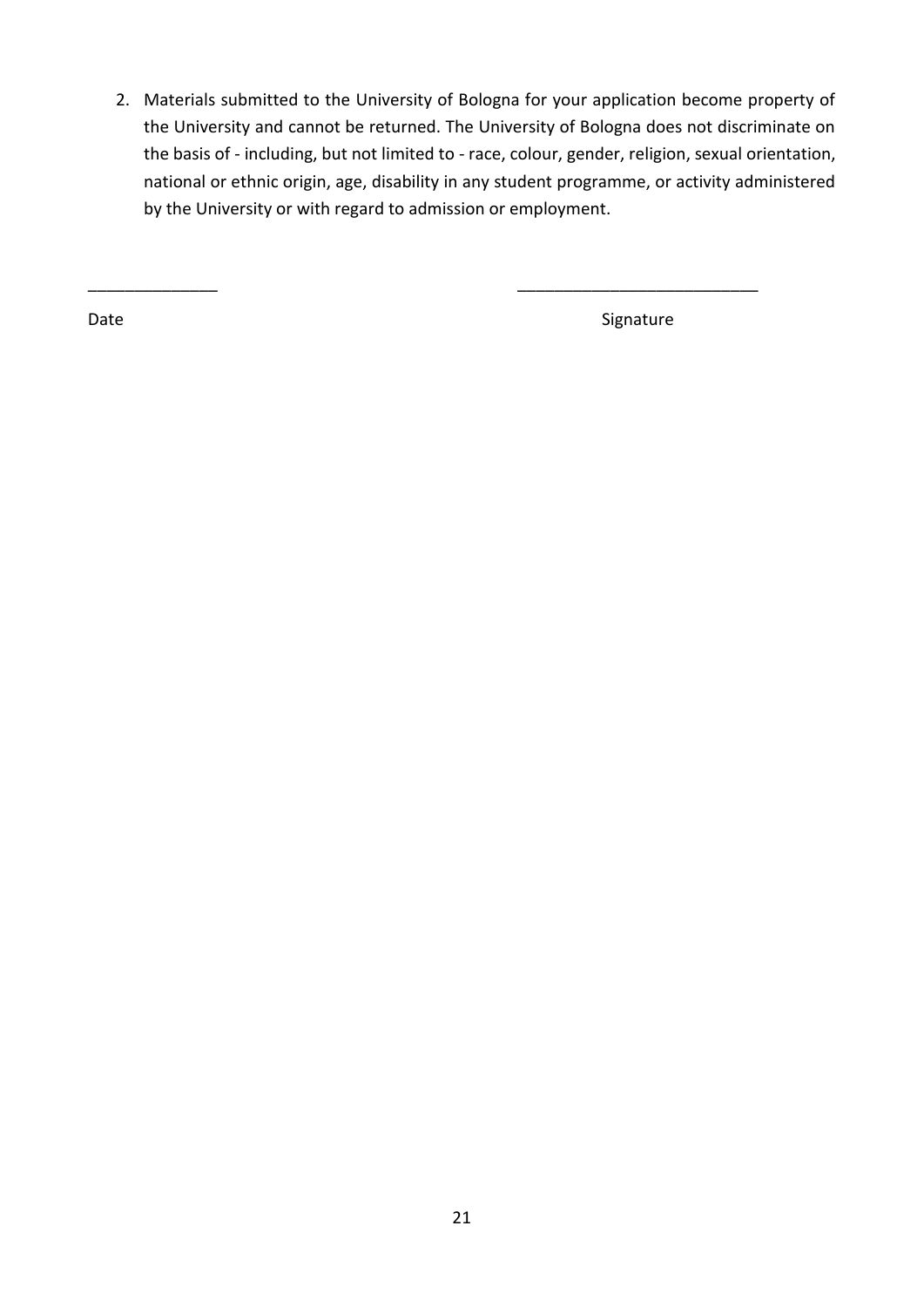2. Materials submitted to the University of Bologna for your application become property of the University and cannot be returned. The University of Bologna does not discriminate on the basis of - including, but not limited to - race, colour, gender, religion, sexual orientation, national or ethnic origin, age, disability in any student programme, or activity administered by the University or with regard to admission or employment.

______________ ___________________________

Date Signature